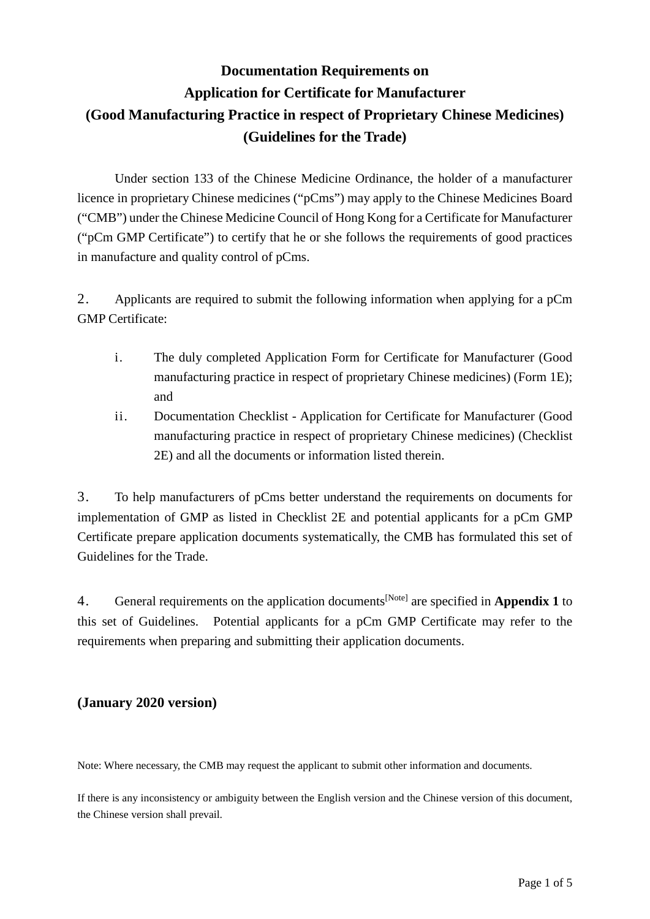# Documentation Requirements on Application for Certificate for Manufacturer (Good Manufacturing Practice in respect of Proprietary Chinese Medicines) (Guidelines for the Trade)

Under section 133 of the Chinese Medicine Ordinance, the holder of a manufacturer licence in proprietary Chinese medicines ("pCms") may apply to the Chinese Medicines Board ("CMB") under the Chinese Medicine Council of Hong Kong for a Certificate for Manufacturer ("pCm GMP Certificate") to certify that he or she follows the requirements of good practices in manufacture and quality control of pCms.

2. Applicants are required to submit the following information when applying for a pCm GMP Certificate:

i. The duly completed Application Form for Certificate for Manufacturer (Good manufacturing practice in respect of proprietary Chinese medicines) (Form 1E); and

ii. Documentation Checklist - Application for Certificate for Manufacturer (Good manufacturing practice in respect of proprietary Chinese medicines) (Checklist 2E) and all the documents or information listed therein.

3. To help manufacturers of pCms better understand the requirements on documents for implementation of GMP as listed in Checklist 2E and potential applicants for a pCm GMP Certificate prepare application documents systematically, the CMB has formulated this set of Guidelines for the Trade.

4. General requirements on the application documents[Note] are specified in **Appendix 1** to this set of Guidelines. Potential applicants for a pCm GMP Certificate may refer to the requirements when preparing and submitting their application documents.

**(January 2020 version)**

Note: Where necessary, the CMB may request the applicant to submit other information and documents.

If there is any inconsistency or ambiguity between the English version and the Chinese version of this document, the Chinese version shall prevail.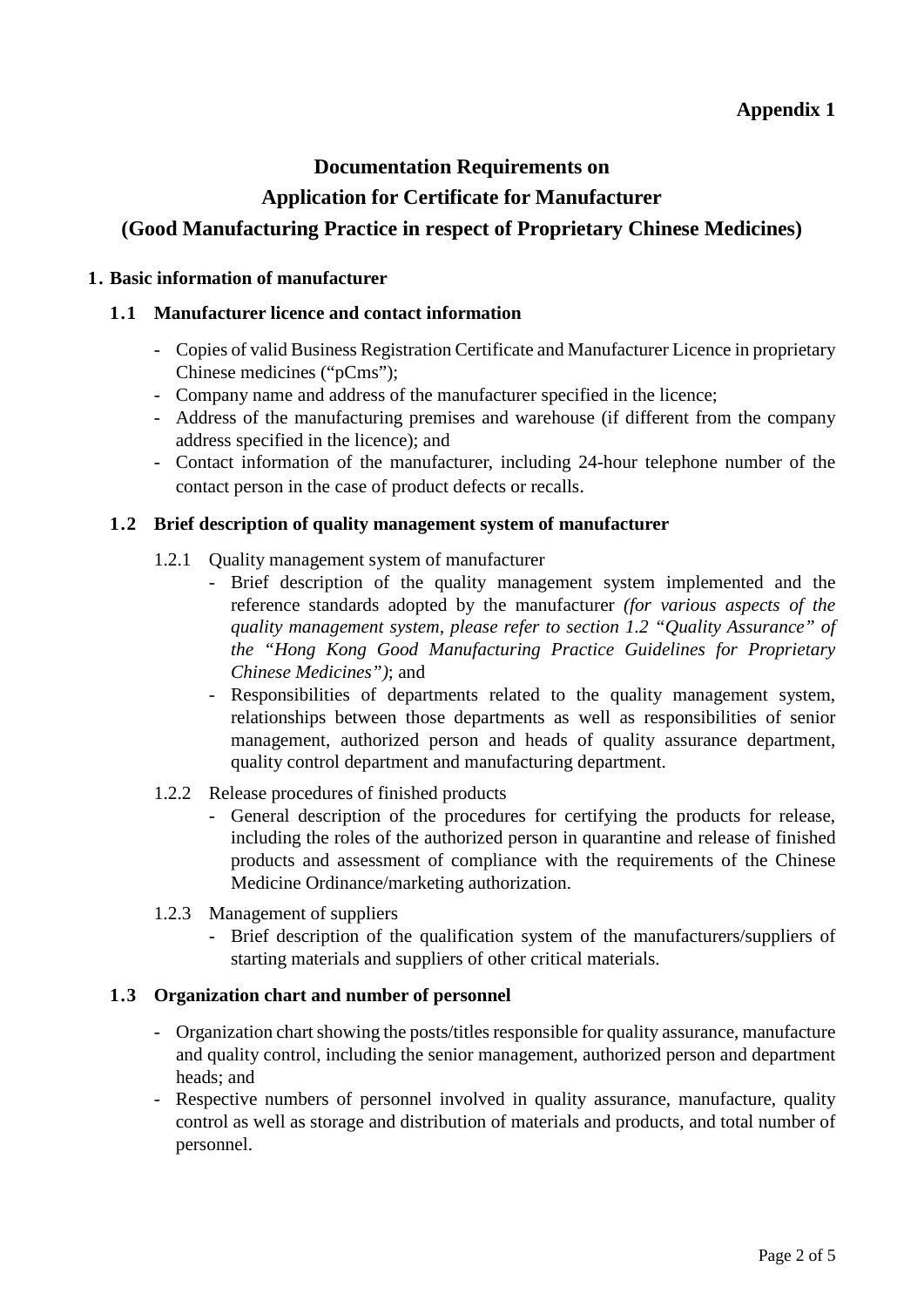**Appendix 1**

# Documentation Requirements on Application for Certificate for Manufacturer (Good Manufacturing Practice in respect of Proprietary Chinese Medicines)

## 1. Basic information of manufacturer

### 1.1 Manufacturer licence and contact information

- Copies of valid Business Registration Certificate and Manufacturer Licence in proprietary Chinese medicines ("pCms");
- Company name and address of the manufacturer specified in the licence;
- Address of the manufacturing premises and warehouse (if different from the company address specified in the licence); and
- Contact information of the manufacturer, including 24-hour telephone number of the contact person in the case of product defects or recalls.

### 1.2 Brief description of quality management system of manufacturer

1.2.1 Quality management system of manufacturer

- Brief description of the quality management system implemented and the reference standards adopted by the manufacturer *(for various aspects of the quality management system, please refer to section 1.2 "Quality Assurance" of the "Hong Kong Good Manufacturing Practice Guidelines for Proprietary Chinese Medicines")*; and
- Responsibilities of departments related to the quality management system, relationships between those departments as well as responsibilities of senior management, authorized person and heads of quality assurance department, quality control department and manufacturing department.

1.2.2 Release procedures of finished products

- General description of the procedures for certifying the products for release, including the roles of the authorized person in quarantine and release of finished products and assessment of compliance with the requirements of the Chinese Medicine Ordinance/marketing authorization.

1.2.3 Management of suppliers

- Brief description of the qualification system of the manufacturers/suppliers of starting materials and suppliers of other critical materials.

### 1.3 Organization chart and number of personnel

- Organization chart showing the posts/titles responsible for quality assurance, manufacture and quality control, including the senior management, authorized person and department heads; and
- Respective numbers of personnel involved in quality assurance, manufacture, quality control as well as storage and distribution of materials and products, and total number of personnel.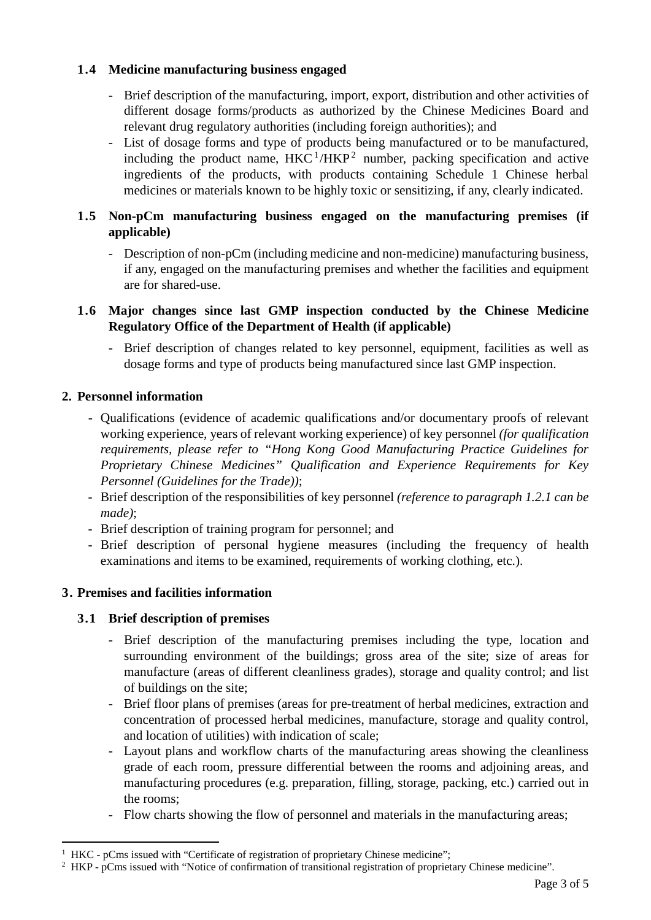### 1.4 Medicine manufacturing business engaged

- Brief description of the manufacturing, import, export, distribution and other activities of different dosage forms/products as authorized by the Chinese Medicines Board and relevant drug regulatory authorities (including foreign authorities); and
- List of dosage forms and type of products being manufactured or to be manufactured, including the product name, HKC[1]/HKP[2] number, packing specification and active ingredients of the products, with products containing Schedule 1 Chinese herbal medicines or materials known to be highly toxic or sensitizing, if any, clearly indicated.

### 1.5 Non-pCm manufacturing business engaged on the manufacturing premises (if applicable)

- Description of non-pCm (including medicine and non-medicine) manufacturing business, if any, engaged on the manufacturing premises and whether the facilities and equipment are for shared-use.

### 1.6 Major changes since last GMP inspection conducted by the Chinese Medicine Regulatory Office of the Department of Health (if applicable)

- Brief description of changes related to key personnel, equipment, facilities as well as dosage forms and type of products being manufactured since last GMP inspection.

## 2. Personnel information

- Qualifications (evidence of academic qualifications and/or documentary proofs of relevant working experience, years of relevant working experience) of key personnel *(for qualification requirements, please refer to "Hong Kong Good Manufacturing Practice Guidelines for Proprietary Chinese Medicines" Qualification and Experience Requirements for Key Personnel (Guidelines for the Trade))*;
- Brief description of the responsibilities of key personnel *(reference to paragraph 1.2.1 can be made)*;
- Brief description of training program for personnel; and
- Brief description of personal hygiene measures (including the frequency of health examinations and items to be examined, requirements of working clothing, etc.).

## 3. Premises and facilities information

### 3.1 Brief description of premises

- Brief description of the manufacturing premises including the type, location and surrounding environment of the buildings; gross area of the site; size of areas for manufacture (areas of different cleanliness grades), storage and quality control; and list of buildings on the site;
- Brief floor plans of premises (areas for pre-treatment of herbal medicines, extraction and concentration of processed herbal medicines, manufacture, storage and quality control, and location of utilities) with indication of scale;
- Layout plans and workflow charts of the manufacturing areas showing the cleanliness grade of each room, pressure differential between the rooms and adjoining areas, and manufacturing procedures (e.g. preparation, filling, storage, packing, etc.) carried out in the rooms;
- Flow charts showing the flow of personnel and materials in the manufacturing areas;

---

[1] HKC - pCms issued with "Certificate of registration of proprietary Chinese medicine";

[2] HKP - pCms issued with "Notice of confirmation of transitional registration of proprietary Chinese medicine".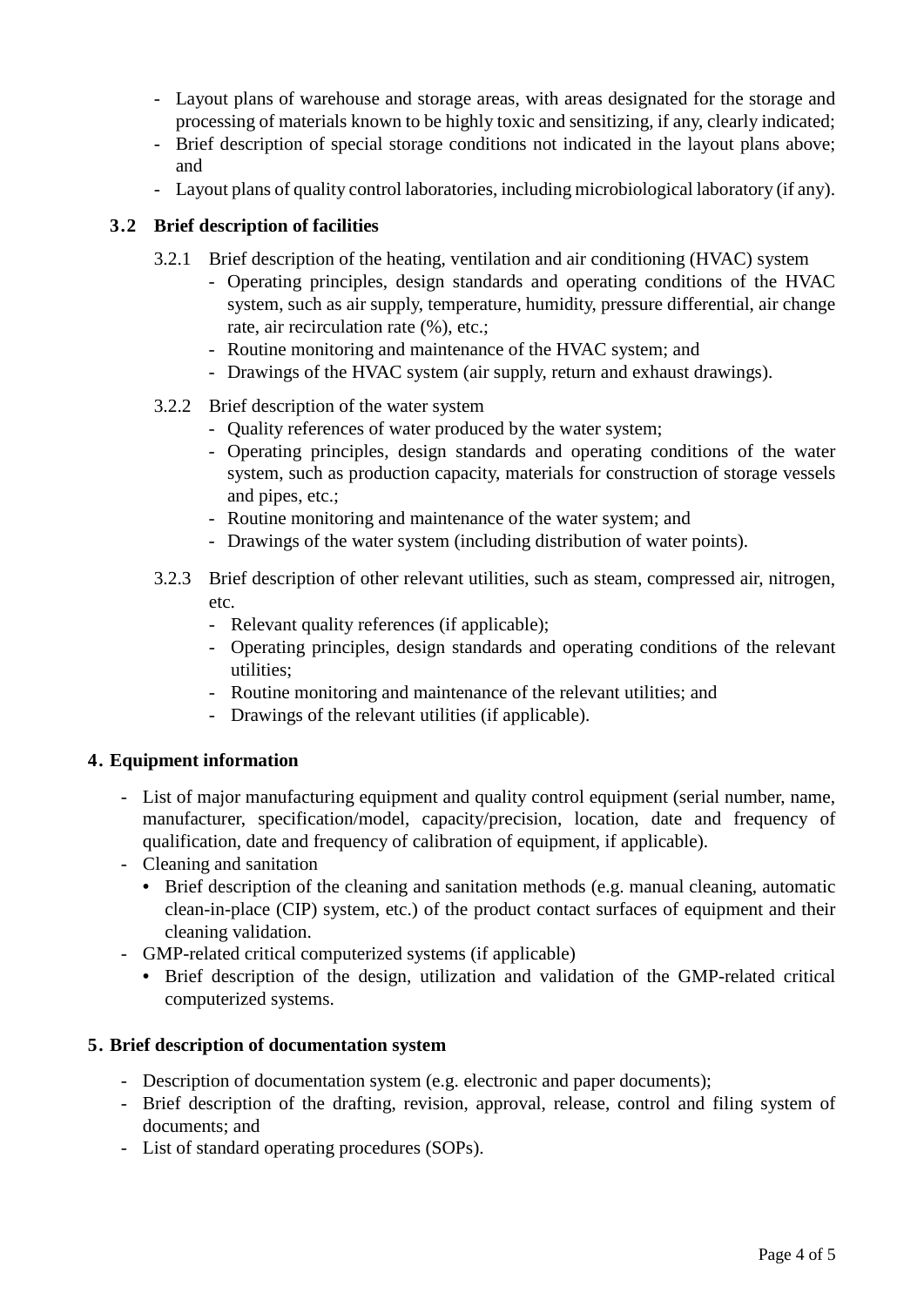- Layout plans of warehouse and storage areas, with areas designated for the storage and processing of materials known to be highly toxic and sensitizing, if any, clearly indicated;
- Brief description of special storage conditions not indicated in the layout plans above; and
- Layout plans of quality control laboratories, including microbiological laboratory (if any).

### 3.2 Brief description of facilities

3.2.1 Brief description of the heating, ventilation and air conditioning (HVAC) system

- Operating principles, design standards and operating conditions of the HVAC system, such as air supply, temperature, humidity, pressure differential, air change rate, air recirculation rate (%), etc.;
- Routine monitoring and maintenance of the HVAC system; and
- Drawings of the HVAC system (air supply, return and exhaust drawings).

3.2.2 Brief description of the water system

- Quality references of water produced by the water system;
- Operating principles, design standards and operating conditions of the water system, such as production capacity, materials for construction of storage vessels and pipes, etc.;
- Routine monitoring and maintenance of the water system; and
- Drawings of the water system (including distribution of water points).

3.2.3 Brief description of other relevant utilities, such as steam, compressed air, nitrogen, etc.

- Relevant quality references (if applicable);
- Operating principles, design standards and operating conditions of the relevant utilities;
- Routine monitoring and maintenance of the relevant utilities; and
- Drawings of the relevant utilities (if applicable).

## 4. Equipment information

- List of major manufacturing equipment and quality control equipment (serial number, name, manufacturer, specification/model, capacity/precision, location, date and frequency of qualification, date and frequency of calibration of equipment, if applicable).
- Cleaning and sanitation
  - Brief description of the cleaning and sanitation methods (e.g. manual cleaning, automatic clean-in-place (CIP) system, etc.) of the product contact surfaces of equipment and their cleaning validation.
- GMP-related critical computerized systems (if applicable)
  - Brief description of the design, utilization and validation of the GMP-related critical computerized systems.

## 5. Brief description of documentation system

- Description of documentation system (e.g. electronic and paper documents);
- Brief description of the drafting, revision, approval, release, control and filing system of documents; and
- List of standard operating procedures (SOPs).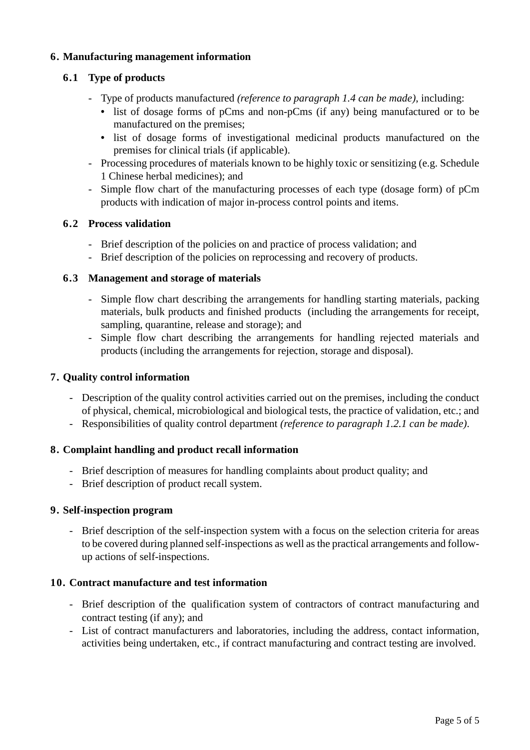## 6. Manufacturing management information

### 6.1 Type of products

- Type of products manufactured *(reference to paragraph 1.4 can be made)*, including:
  - list of dosage forms of pCms and non-pCms (if any) being manufactured or to be manufactured on the premises;
  - list of dosage forms of investigational medicinal products manufactured on the premises for clinical trials (if applicable).
- Processing procedures of materials known to be highly toxic or sensitizing (e.g. Schedule 1 Chinese herbal medicines); and
- Simple flow chart of the manufacturing processes of each type (dosage form) of pCm products with indication of major in-process control points and items.

### 6.2 Process validation

- Brief description of the policies on and practice of process validation; and
- Brief description of the policies on reprocessing and recovery of products.

### 6.3 Management and storage of materials

- Simple flow chart describing the arrangements for handling starting materials, packing materials, bulk products and finished products (including the arrangements for receipt, sampling, quarantine, release and storage); and
- Simple flow chart describing the arrangements for handling rejected materials and products (including the arrangements for rejection, storage and disposal).

## 7. Quality control information

- Description of the quality control activities carried out on the premises, including the conduct of physical, chemical, microbiological and biological tests, the practice of validation, etc.; and
- Responsibilities of quality control department *(reference to paragraph 1.2.1 can be made)*.

## 8. Complaint handling and product recall information

- Brief description of measures for handling complaints about product quality; and
- Brief description of product recall system.

## 9. Self-inspection program

- Brief description of the self-inspection system with a focus on the selection criteria for areas to be covered during planned self-inspections as well as the practical arrangements and follow-up actions of self-inspections.

## 10. Contract manufacture and test information

- Brief description of the qualification system of contractors of contract manufacturing and contract testing (if any); and
- List of contract manufacturers and laboratories, including the address, contact information, activities being undertaken, etc., if contract manufacturing and contract testing are involved.